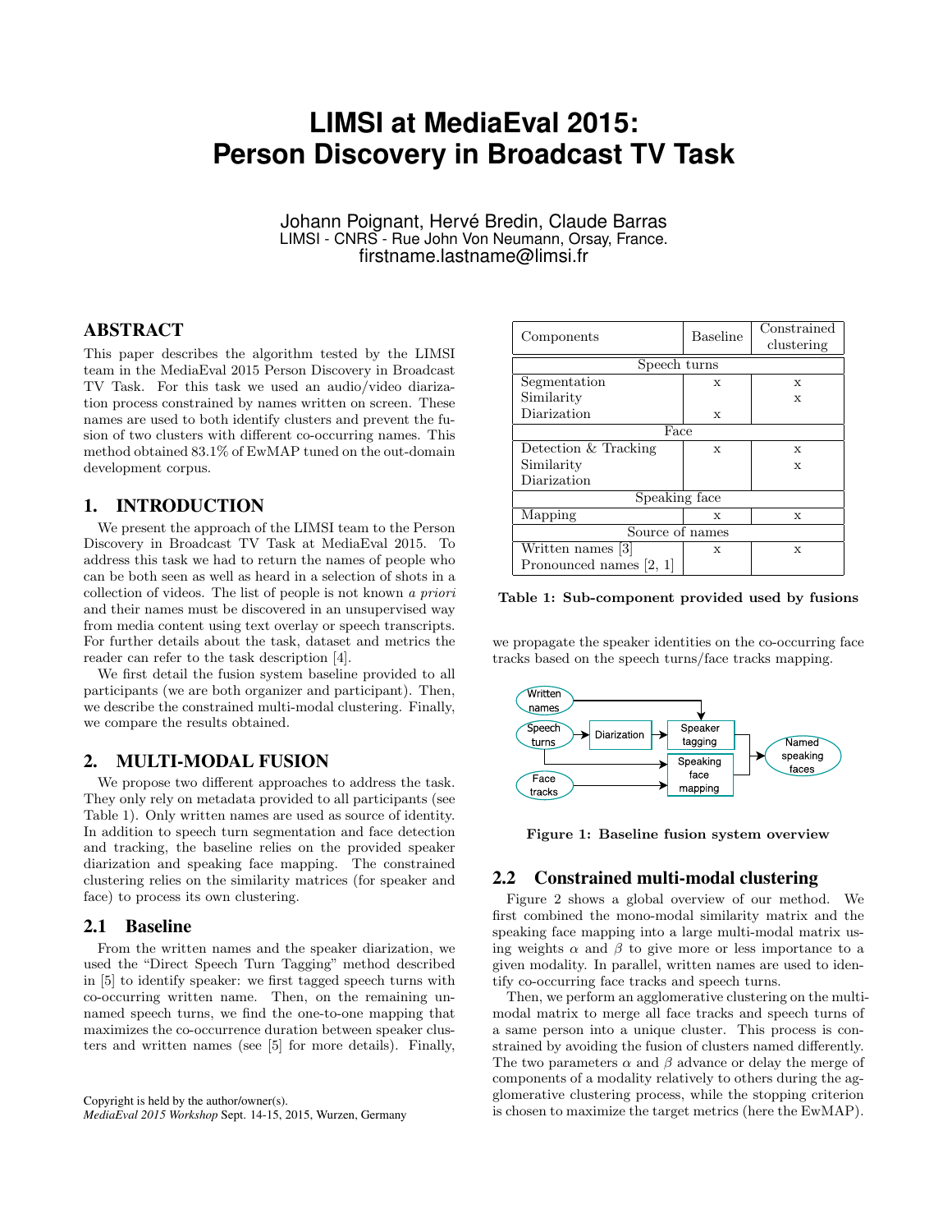# LIMSI at MediaEval 2015: Person Discovery in Broadcast TV Task

Johann Poignant, Hervé Bredin, Claude Barras
LIMSI - CNRS - Rue John Von Neumann, Orsay, France.
firstname.lastname@limsi.fr

## ABSTRACT

This paper describes the algorithm tested by the LIMSI team in the MediaEval 2015 Person Discovery in Broadcast TV Task. For this task we used an audio/video diarization process constrained by names written on screen. These names are used to both identify clusters and prevent the fusion of two clusters with different co-occurring names. This method obtained 83.1% of EwMAP tuned on the out-domain development corpus.

## 1. INTRODUCTION

We present the approach of the LIMSI team to the Person Discovery in Broadcast TV Task at MediaEval 2015. To address this task we had to return the names of people who can be both seen as well as heard in a selection of shots in a collection of videos. The list of people is not known *a priori* and their names must be discovered in an unsupervised way from media content using text overlay or speech transcripts. For further details about the task, dataset and metrics the reader can refer to the task description [4].

We first detail the fusion system baseline provided to all participants (we are both organizer and participant). Then, we describe the constrained multi-modal clustering. Finally, we compare the results obtained.

## 2. MULTI-MODAL FUSION

We propose two different approaches to address the task. They only rely on metadata provided to all participants (see Table 1). Only written names are used as source of identity. In addition to speech turn segmentation and face detection and tracking, the baseline relies on the provided speaker diarization and speaking face mapping. The constrained clustering relies on the similarity matrices (for speaker and face) to process its own clustering.

### 2.1 Baseline

From the written names and the speaker diarization, we used the "Direct Speech Turn Tagging" method described in [5] to identify speaker: we first tagged speech turns with co-occurring written name. Then, on the remaining unnamed speech turns, we find the one-to-one mapping that maximizes the co-occurrence duration between speaker clusters and written names (see [5] for more details). Finally, we propagate the speaker identities on the co-occurring face tracks based on the speech turns/face tracks mapping.

| Components | Baseline | Constrained clustering |
|---|---|---|
| **Speech turns** | | |
| Segmentation | x | x |
| Similarity | | x |
| Diarization | x | |
| **Face** | | |
| Detection & Tracking | x | x |
| Similarity | | x |
| Diarization | | |
| **Speaking face** | | |
| Mapping | x | x |
| **Source of names** | | |
| Written names [3] | x | x |
| Pronounced names [2, 1] | | |

**Table 1: Sub-component provided used by fusions**

Written names → Speaker tagging; Speech turns → Diarization → Speaker tagging; Speech turns → Speaking face mapping; Face tracks → Speaking face mapping; Speaker tagging + Speaking face mapping → Named speaking faces

**Figure 1: Baseline fusion system overview**

### 2.2 Constrained multi-modal clustering

Figure 2 shows a global overview of our method. We first combined the mono-modal similarity matrix and the speaking face mapping into a large multi-modal matrix using weights $\alpha$ and $\beta$ to give more or less importance to a given modality. In parallel, written names are used to identify co-occurring face tracks and speech turns.

Then, we perform an agglomerative clustering on the multi-modal matrix to merge all face tracks and speech turns of a same person into a unique cluster. This process is constrained by avoiding the fusion of clusters named differently. The two parameters $\alpha$ and $\beta$ advance or delay the merge of components of a modality relatively to others during the agglomerative clustering process, while the stopping criterion is chosen to maximize the target metrics (here the EwMAP).

Copyright is held by the author/owner(s).
*MediaEval 2015 Workshop* Sept. 14-15, 2015, Wurzen, Germany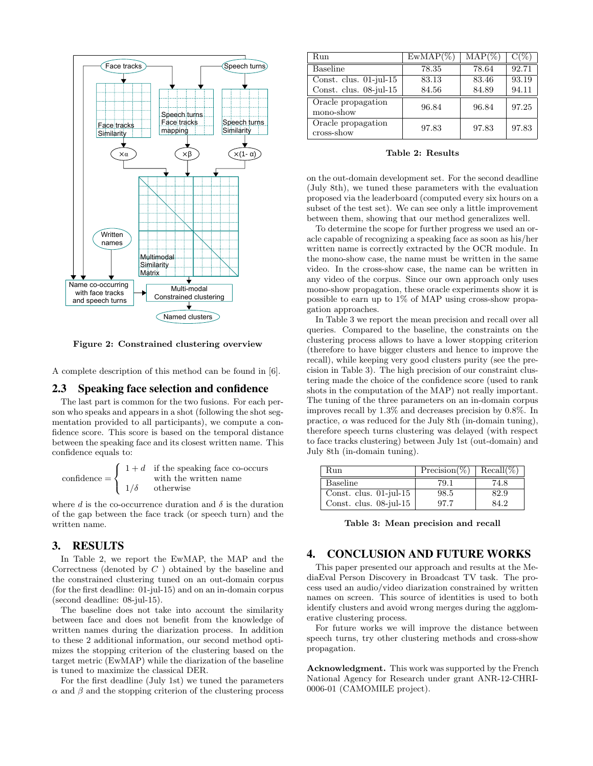Figure 2: Constrained clustering overview

A complete description of this method can be found in [6].

### 2.3 Speaking face selection and confidence

The last part is common for the two fusions. For each person who speaks and appears in a shot (following the shot segmentation provided to all participants), we compute a confidence score. This score is based on the temporal distance between the speaking face and its closest written name. This confidence equals to:

$$\text{confidence} = \begin{cases} 1 + d & \text{if the speaking face co-occurs} \\ & \text{with the written name} \\ 1/\delta & \text{otherwise} \end{cases}$$

where $d$ is the co-occurrence duration and $\delta$ is the duration of the gap between the face track (or speech turn) and the written name.

## 3. RESULTS

In Table 2, we report the EwMAP, the MAP and the Correctness (denoted by $C$ ) obtained by the baseline and the constrained clustering tuned on an out-domain corpus (for the first deadline: 01-jul-15) and on an in-domain corpus (second deadline: 08-jul-15).

The baseline does not take into account the similarity between face and does not benefit from the knowledge of written names during the diarization process. In addition to these 2 additional information, our second method optimizes the stopping criterion of the clustering based on the target metric (EwMAP) while the diarization of the baseline is tuned to maximize the classical DER.

For the first deadline (July 1st) we tuned the parameters $\alpha$ and $\beta$ and the stopping criterion of the clustering process on the out-domain development set. For the second deadline (July 8th), we tuned these parameters with the evaluation proposed via the leaderboard (computed every six hours on a subset of the test set). We can see only a little improvement between them, showing that our method generalizes well.

| Run | EwMAP(%) | MAP(%) | C(%) |
|---|---|---|---|
| Baseline | 78.35 | 78.64 | 92.71 |
| Const. clus. 01-jul-15 | 83.13 | 83.46 | 93.19 |
| Const. clus. 08-jul-15 | 84.56 | 84.89 | 94.11 |
| Oracle propagation mono-show | 96.84 | 96.84 | 97.25 |
| Oracle propagation cross-show | 97.83 | 97.83 | 97.83 |

Table 2: Results

To determine the scope for further progress we used an oracle capable of recognizing a speaking face as soon as his/her written name is correctly extracted by the OCR module. In the mono-show case, the name must be written in the same video. In the cross-show case, the name can be written in any video of the corpus. Since our own approach only uses mono-show propagation, these oracle experiments show it is possible to earn up to 1% of MAP using cross-show propagation approaches.

In Table 3 we report the mean precision and recall over all queries. Compared to the baseline, the constraints on the clustering process allows to have a lower stopping criterion (therefore to have bigger clusters and hence to improve the recall), while keeping very good clusters purity (see the precision in Table 3). The high precision of our constraint clustering made the choice of the confidence score (used to rank shots in the computation of the MAP) not really important. The tuning of the three parameters on an in-domain corpus improves recall by 1.3% and decreases precision by 0.8%. In practice, $\alpha$ was reduced for the July 8th (in-domain tuning), therefore speech turns clustering was delayed (with respect to face tracks clustering) between July 1st (out-domain) and July 8th (in-domain tuning).

| Run | Precision(%) | Recall(%) |
|---|---|---|
| Baseline | 79.1 | 74.8 |
| Const. clus. 01-jul-15 | 98.5 | 82.9 |
| Const. clus. 08-jul-15 | 97.7 | 84.2 |

Table 3: Mean precision and recall

## 4. CONCLUSION AND FUTURE WORKS

This paper presented our approach and results at the MediaEval Person Discovery in Broadcast TV task. The process used an audio/video diarization constrained by written names on screen. This source of identities is used to both identify clusters and avoid wrong merges during the agglomerative clustering process.

For future works we will improve the distance between speech turns, try other clustering methods and cross-show propagation.

**Acknowledgment.** This work was supported by the French National Agency for Research under grant ANR-12-CHRI-0006-01 (CAMOMILE project).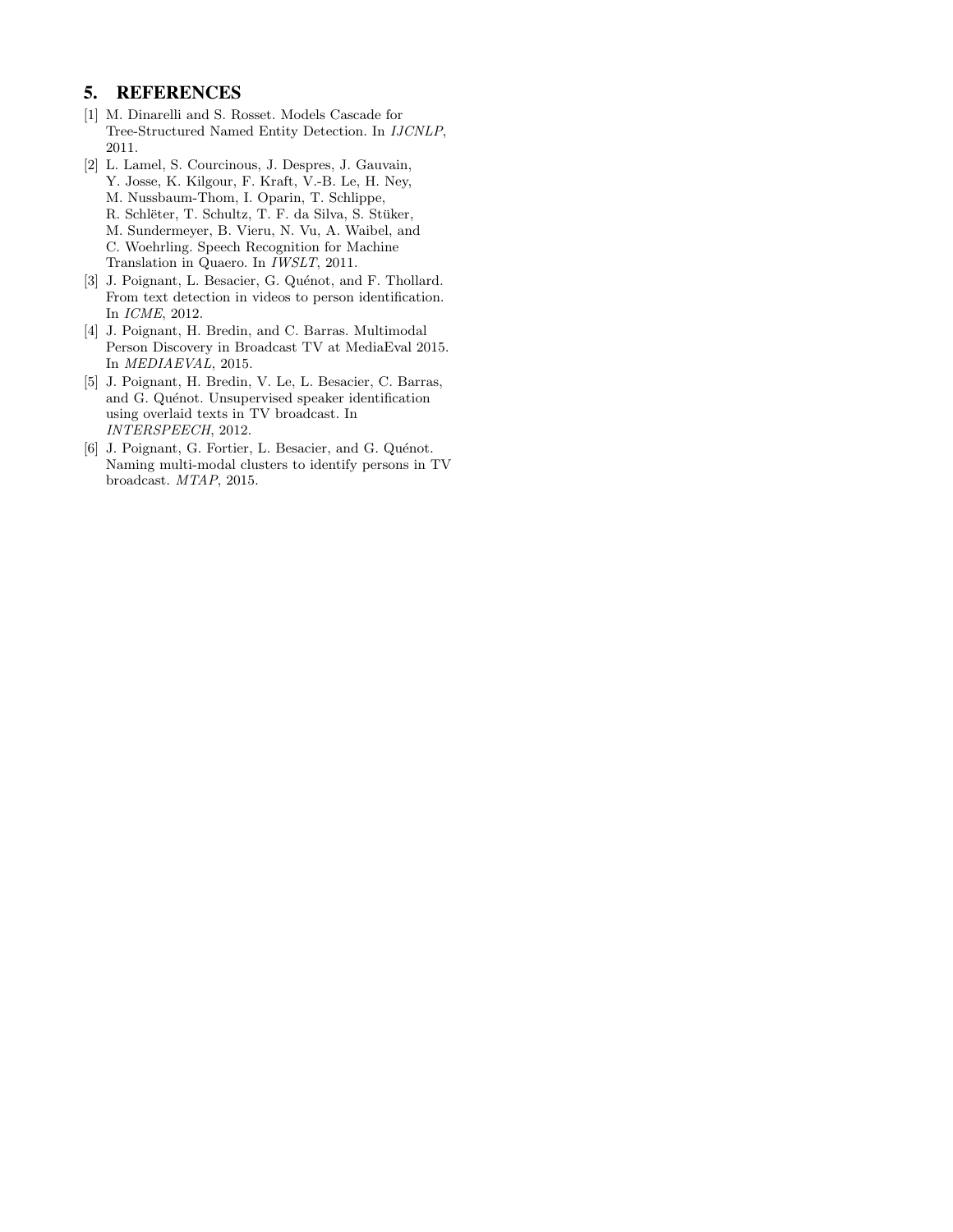## 5. REFERENCES

[1] M. Dinarelli and S. Rosset. Models Cascade for Tree-Structured Named Entity Detection. In *IJCNLP*, 2011.

[2] L. Lamel, S. Courcinous, J. Despres, J. Gauvain, Y. Josse, K. Kilgour, F. Kraft, V.-B. Le, H. Ney, M. Nussbaum-Thom, I. Oparin, T. Schlippe, R. Schlëter, T. Schultz, T. F. da Silva, S. Stüker, M. Sundermeyer, B. Vieru, N. Vu, A. Waibel, and C. Woehrling. Speech Recognition for Machine Translation in Quaero. In *IWSLT*, 2011.

[3] J. Poignant, L. Besacier, G. Quénot, and F. Thollard. From text detection in videos to person identification. In *ICME*, 2012.

[4] J. Poignant, H. Bredin, and C. Barras. Multimodal Person Discovery in Broadcast TV at MediaEval 2015. In *MEDIAEVAL*, 2015.

[5] J. Poignant, H. Bredin, V. Le, L. Besacier, C. Barras, and G. Quénot. Unsupervised speaker identification using overlaid texts in TV broadcast. In *INTERSPEECH*, 2012.

[6] J. Poignant, G. Fortier, L. Besacier, and G. Quénot. Naming multi-modal clusters to identify persons in TV broadcast. *MTAP*, 2015.